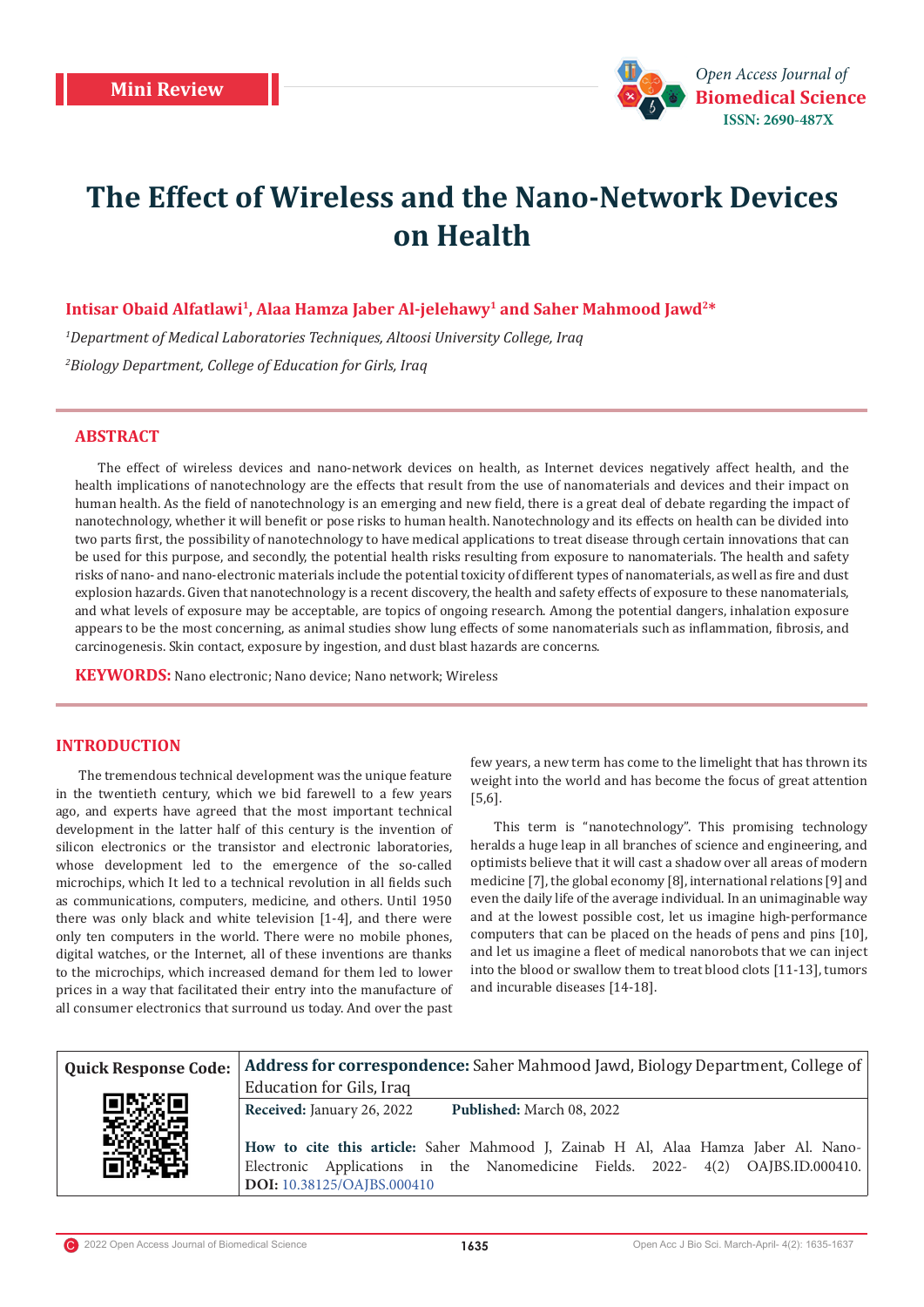Mini Review

# The Effect of Wireless and the Nano-Network Devices on Health

**Intisar Obaid Alfatlawi[1], Alaa Hamza Jaber Al-jelehawy[1] and Saher Mahmood Jawd[2]***

[1]*Department of Medical Laboratories Techniques, Altoosi University College, Iraq*

[2]*Biology Department, College of Education for Girls, Iraq*

## ABSTRACT

The effect of wireless devices and nano-network devices on health, as Internet devices negatively affect health, and the health implications of nanotechnology are the effects that result from the use of nanomaterials and devices and their impact on human health. As the field of nanotechnology is an emerging and new field, there is a great deal of debate regarding the impact of nanotechnology, whether it will benefit or pose risks to human health. Nanotechnology and its effects on health can be divided into two parts first, the possibility of nanotechnology to have medical applications to treat disease through certain innovations that can be used for this purpose, and secondly, the potential health risks resulting from exposure to nanomaterials. The health and safety risks of nano- and nano-electronic materials include the potential toxicity of different types of nanomaterials, as well as fire and dust explosion hazards. Given that nanotechnology is a recent discovery, the health and safety effects of exposure to these nanomaterials, and what levels of exposure may be acceptable, are topics of ongoing research. Among the potential dangers, inhalation exposure appears to be the most concerning, as animal studies show lung effects of some nanomaterials such as inflammation, fibrosis, and carcinogenesis. Skin contact, exposure by ingestion, and dust blast hazards are concerns.

**KEYWORDS:** Nano electronic; Nano device; Nano network; Wireless

## INTRODUCTION

The tremendous technical development was the unique feature in the twentieth century, which we bid farewell to a few years ago, and experts have agreed that the most important technical development in the latter half of this century is the invention of silicon electronics or the transistor and electronic laboratories, whose development led to the emergence of the so-called microchips, which It led to a technical revolution in all fields such as communications, computers, medicine, and others. Until 1950 there was only black and white television [1-4], and there were only ten computers in the world. There were no mobile phones, digital watches, or the Internet, all of these inventions are thanks to the microchips, which increased demand for them led to lower prices in a way that facilitated their entry into the manufacture of all consumer electronics that surround us today. And over the past few years, a new term has come to the limelight that has thrown its weight into the world and has become the focus of great attention [5,6].

This term is "nanotechnology". This promising technology heralds a huge leap in all branches of science and engineering, and optimists believe that it will cast a shadow over all areas of modern medicine [7], the global economy [8], international relations [9] and even the daily life of the average individual. In an unimaginable way and at the lowest possible cost, let us imagine high-performance computers that can be placed on the heads of pens and pins [10], and let us imagine a fleet of medical nanorobots that we can inject into the blood or swallow them to treat blood clots [11-13], tumors and incurable diseases [14-18].

| Quick Response Code: | **Address for correspondence:** Saher Mahmood Jawd, Biology Department, College of Education for Gils, Iraq |
|---|---|
| | **Received:** January 26, 2022 **Published:** March 08, 2022 |
| | **How to cite this article:** Saher Mahmood J, Zainab H Al, Alaa Hamza Jaber Al. Nano-Electronic Applications in the Nanomedicine Fields. 2022- 4(2) OAJBS.ID.000410. **DOI:** 10.38125/OAJBS.000410 |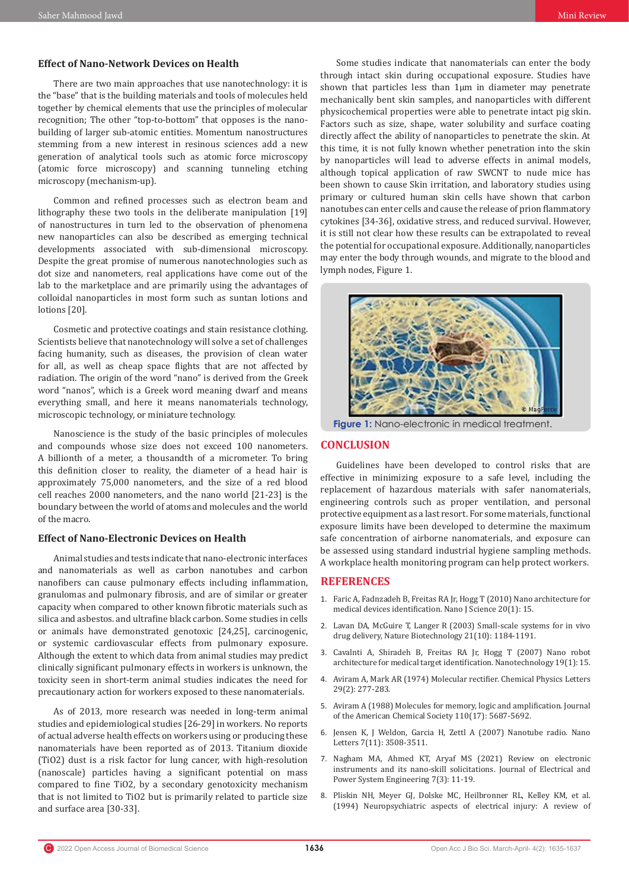### Effect of Nano-Network Devices on Health

There are two main approaches that use nanotechnology: it is the "base" that is the building materials and tools of molecules held together by chemical elements that use the principles of molecular recognition; The other "top-to-bottom" that opposes is the nano-building of larger sub-atomic entities. Momentum nanostructures stemming from a new interest in resinous sciences add a new generation of analytical tools such as atomic force microscopy (atomic force microscopy) and scanning tunneling etching microscopy (mechanism-up).

Common and refined processes such as electron beam and lithography these two tools in the deliberate manipulation [19] of nanostructures in turn led to the observation of phenomena new nanoparticles can also be described as emerging technical developments associated with sub-dimensional microscopy. Despite the great promise of numerous nanotechnologies such as dot size and nanometers, real applications have come out of the lab to the marketplace and are primarily using the advantages of colloidal nanoparticles in most form such as suntan lotions and lotions [20].

Cosmetic and protective coatings and stain resistance clothing. Scientists believe that nanotechnology will solve a set of challenges facing humanity, such as diseases, the provision of clean water for all, as well as cheap space flights that are not affected by radiation. The origin of the word "nano" is derived from the Greek word "nanos", which is a Greek word meaning dwarf and means everything small, and here it means nanomaterials technology, microscopic technology, or miniature technology.

Nanoscience is the study of the basic principles of molecules and compounds whose size does not exceed 100 nanometers. A billionth of a meter, a thousandth of a micrometer. To bring this definition closer to reality, the diameter of a head hair is approximately 75,000 nanometers, and the size of a red blood cell reaches 2000 nanometers, and the nano world [21-23] is the boundary between the world of atoms and molecules and the world of the macro.

### Effect of Nano-Electronic Devices on Health

Animal studies and tests indicate that nano-electronic interfaces and nanomaterials as well as carbon nanotubes and carbon nanofibers can cause pulmonary effects including inflammation, granulomas and pulmonary fibrosis, and are of similar or greater capacity when compared to other known fibrotic materials such as silica and asbestos. and ultrafine black carbon. Some studies in cells or animals have demonstrated genotoxic [24,25], carcinogenic, or systemic cardiovascular effects from pulmonary exposure. Although the extent to which data from animal studies may predict clinically significant pulmonary effects in workers is unknown, the toxicity seen in short-term animal studies indicates the need for precautionary action for workers exposed to these nanomaterials.

As of 2013, more research was needed in long-term animal studies and epidemiological studies [26-29] in workers. No reports of actual adverse health effects on workers using or producing these nanomaterials have been reported as of 2013. Titanium dioxide ($TiO_2$) dust is a risk factor for lung cancer, with high-resolution (nanoscale) particles having a significant potential on mass compared to fine $TiO_2$, by a secondary genotoxicity mechanism that is not limited to $TiO_2$ but is primarily related to particle size and surface area [30-33].

Some studies indicate that nanomaterials can enter the body through intact skin during occupational exposure. Studies have shown that particles less than 1μm in diameter may penetrate mechanically bent skin samples, and nanoparticles with different physicochemical properties were able to penetrate intact pig skin. Factors such as size, shape, water solubility and surface coating directly affect the ability of nanoparticles to penetrate the skin. At this time, it is not fully known whether penetration into the skin by nanoparticles will lead to adverse effects in animal models, although topical application of raw SWCNT to nude mice has been shown to cause Skin irritation, and laboratory studies using primary or cultured human skin cells have shown that carbon nanotubes can enter cells and cause the release of prion flammatory cytokines [34-36], oxidative stress, and reduced survival. However, it is still not clear how these results can be extrapolated to reveal the potential for occupational exposure. Additionally, nanoparticles may enter the body through wounds, and migrate to the blood and lymph nodes, Figure 1.

**Figure 1:** Nano-electronic in medical treatment.

## CONCLUSION

Guidelines have been developed to control risks that are effective in minimizing exposure to a safe level, including the replacement of hazardous materials with safer nanomaterials, engineering controls such as proper ventilation, and personal protective equipment as a last resort. For some materials, functional exposure limits have been developed to determine the maximum safe concentration of airborne nanomaterials, and exposure can be assessed using standard industrial hygiene sampling methods. A workplace health monitoring program can help protect workers.

## REFERENCES

1. Faric A, Fadnzadeh B, Freitas RA Jr, Hogg T (2010) Nano architecture for medical devices identification. Nano J Science 20(1): 15.
2. Lavan DA, McGuire T, Langer R (2003) Small-scale systems for in vivo drug delivery, Nature Biotechnology 21(10): 1184-1191.
3. Cavalnti A, Shiradeh B, Freitas RA Jr, Hogg T (2007) Nano robot architecture for medical target identification. Nanotechnology 19(1): 15.
4. Aviram A, Mark AR (1974) Molecular rectifier. Chemical Physics Letters 29(2): 277-283.
5. Aviram A (1988) Molecules for memory, logic and amplification. Journal of the American Chemical Society 110(17): 5687-5692.
6. Jensen K, J Weldon, Garcia H, Zettl A (2007) Nanotube radio. Nano Letters 7(11): 3508-3511.
7. Nagham MA, Ahmed KT, Aryaf MS (2021) Review on electronic instruments and its nano-skill solicitations. Journal of Electrical and Power System Engineering 7(3): 11-19.
8. Pliskin NH, Meyer GJ, Dolske MC, Heilbronner RL, Kelley KM, et al. (1994) Neuropsychiatric aspects of electrical injury: A review of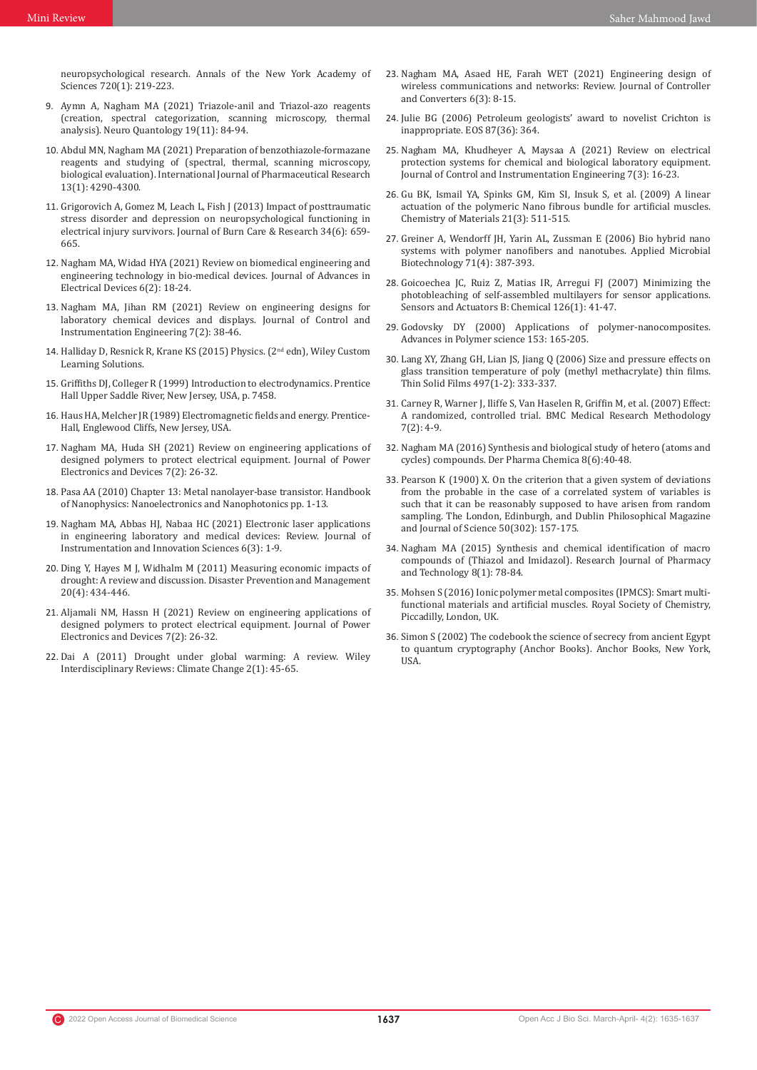neuropsychological research. Annals of the New York Academy of Sciences 720(1): 219-223.

9. Aymn A, Nagham MA (2021) Triazole-anil and Triazol-azo reagents (creation, spectral categorization, scanning microscopy, thermal analysis). Neuro Quantology 19(11): 84-94.
10. Abdul MN, Nagham MA (2021) Preparation of benzothiazole-formazane reagents and studying of (spectral, thermal, scanning microscopy, biological evaluation). International Journal of Pharmaceutical Research 13(1): 4290-4300.
11. Grigorovich A, Gomez M, Leach L, Fish J (2013) Impact of posttraumatic stress disorder and depression on neuropsychological functioning in electrical injury survivors. Journal of Burn Care & Research 34(6): 659-665.
12. Nagham MA, Widad HYA (2021) Review on biomedical engineering and engineering technology in bio-medical devices. Journal of Advances in Electrical Devices 6(2): 18-24.
13. Nagham MA, Jihan RM (2021) Review on engineering designs for laboratory chemical devices and displays. Journal of Control and Instrumentation Engineering 7(2): 38-46.
14. Halliday D, Resnick R, Krane KS (2015) Physics. (2nd edn), Wiley Custom Learning Solutions.
15. Griffiths DJ, Colleger R (1999) Introduction to electrodynamics. Prentice Hall Upper Saddle River, New Jersey, USA, p. 7458.
16. Haus HA, Melcher JR (1989) Electromagnetic fields and energy. Prentice-Hall, Englewood Cliffs, New Jersey, USA.
17. Nagham MA, Huda SH (2021) Review on engineering applications of designed polymers to protect electrical equipment. Journal of Power Electronics and Devices 7(2): 26-32.
18. Pasa AA (2010) Chapter 13: Metal nanolayer-base transistor. Handbook of Nanophysics: Nanoelectronics and Nanophotonics pp. 1-13.
19. Nagham MA, Abbas HJ, Nabaa HC (2021) Electronic laser applications in engineering laboratory and medical devices: Review. Journal of Instrumentation and Innovation Sciences 6(3): 1-9.
20. Ding Y, Hayes M J, Widhalm M (2011) Measuring economic impacts of drought: A review and discussion. Disaster Prevention and Management 20(4): 434-446.
21. Aljamali NM, Hassn H (2021) Review on engineering applications of designed polymers to protect electrical equipment. Journal of Power Electronics and Devices 7(2): 26-32.
22. Dai A (2011) Drought under global warming: A review. Wiley Interdisciplinary Reviews: Climate Change 2(1): 45-65.
23. Nagham MA, Asaed HE, Farah WET (2021) Engineering design of wireless communications and networks: Review. Journal of Controller and Converters 6(3): 8-15.
24. Julie BG (2006) Petroleum geologists' award to novelist Crichton is inappropriate. EOS 87(36): 364.
25. Nagham MA, Khudheyer A, Maysaa A (2021) Review on electrical protection systems for chemical and biological laboratory equipment. Journal of Control and Instrumentation Engineering 7(3): 16-23.
26. Gu BK, Ismail YA, Spinks GM, Kim SI, Insuk S, et al. (2009) A linear actuation of the polymeric Nano fibrous bundle for artificial muscles. Chemistry of Materials 21(3): 511-515.
27. Greiner A, Wendorff JH, Yarin AL, Zussman E (2006) Bio hybrid nano systems with polymer nanofibers and nanotubes. Applied Microbial Biotechnology 71(4): 387-393.
28. Goicoechea JC, Ruiz Z, Matias IR, Arregui FJ (2007) Minimizing the photobleaching of self-assembled multilayers for sensor applications. Sensors and Actuators B: Chemical 126(1): 41-47.
29. Godovsky DY (2000) Applications of polymer-nanocomposites. Advances in Polymer science 153: 165-205.
30. Lang XY, Zhang GH, Lian JS, Jiang Q (2006) Size and pressure effects on glass transition temperature of poly (methyl methacrylate) thin films. Thin Solid Films 497(1-2): 333-337.
31. Carney R, Warner J, Iliffe S, Van Haselen R, Griffin M, et al. (2007) Effect: A randomized, controlled trial. BMC Medical Research Methodology 7(2): 4-9.
32. Nagham MA (2016) Synthesis and biological study of hetero (atoms and cycles) compounds. Der Pharma Chemica 8(6):40-48.
33. Pearson K (1900) X. On the criterion that a given system of deviations from the probable in the case of a correlated system of variables is such that it can be reasonably supposed to have arisen from random sampling. The London, Edinburgh, and Dublin Philosophical Magazine and Journal of Science 50(302): 157-175.
34. Nagham MA (2015) Synthesis and chemical identification of macro compounds of (Thiazol and Imidazol). Research Journal of Pharmacy and Technology 8(1): 78-84.
35. Mohsen S (2016) Ionic polymer metal composites (IPMCS): Smart multi-functional materials and artificial muscles. Royal Society of Chemistry, Piccadilly, London, UK.
36. Simon S (2002) The codebook the science of secrecy from ancient Egypt to quantum cryptography (Anchor Books). Anchor Books, New York, USA.